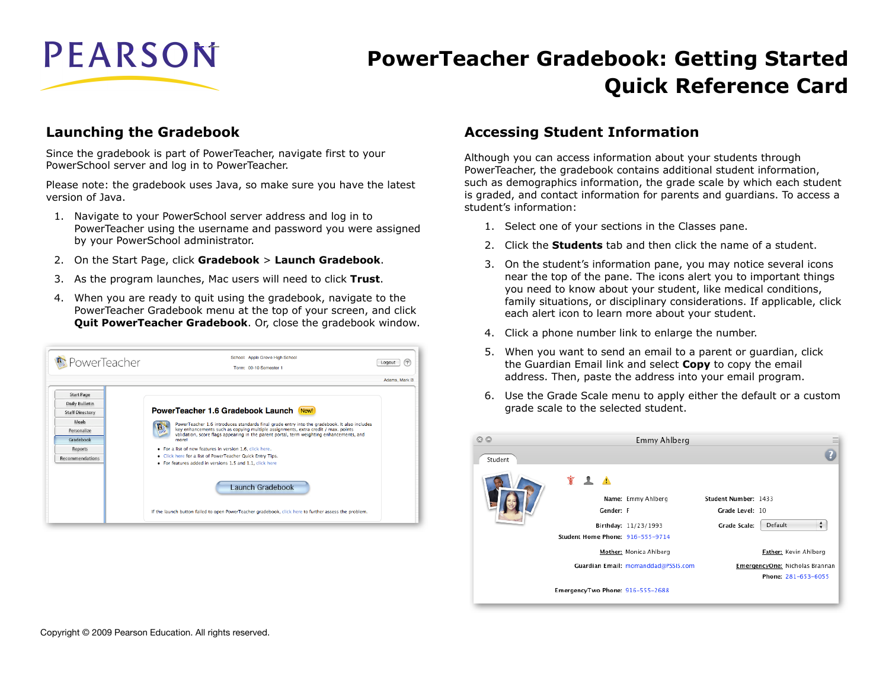# PowerTeacher Gradebook: Getting Started Quick Reference Card

## Launching the Gradebook

Since the gradebook is part of PowerTeacher, navigate first to your PowerSchool server and log in to PowerTeacher.

Please note: the gradebook uses Java, so make sure you have the latest version of Java.

1. Navigate to your PowerSchool server address and log in to PowerTeacher using the username and password you were assigned by your PowerSchool administrator.
2. On the Start Page, click **Gradebook** > **Launch Gradebook**.
3. As the program launches, Mac users will need to click **Trust**.
4. When you are ready to quit using the gradebook, navigate to the PowerTeacher Gradebook menu at the top of your screen, and click **Quit PowerTeacher Gradebook**. Or, close the gradebook window.

## Accessing Student Information

Although you can access information about your students through PowerTeacher, the gradebook contains additional student information, such as demographics information, the grade scale by which each student is graded, and contact information for parents and guardians. To access a student's information:

1. Select one of your sections in the Classes pane.
2. Click the **Students** tab and then click the name of a student.
3. On the student's information pane, you may notice several icons near the top of the pane. The icons alert you to important things you need to know about your student, like medical conditions, family situations, or disciplinary considerations. If applicable, click each alert icon to learn more about your student.
4. Click a phone number link to enlarge the number.
5. When you want to send an email to a parent or guardian, click the Guardian Email link and select **Copy** to copy the email address. Then, paste the address into your email program.
6. Use the Grade Scale menu to apply either the default or a custom grade scale to the selected student.

Copyright © 2009 Pearson Education. All rights reserved.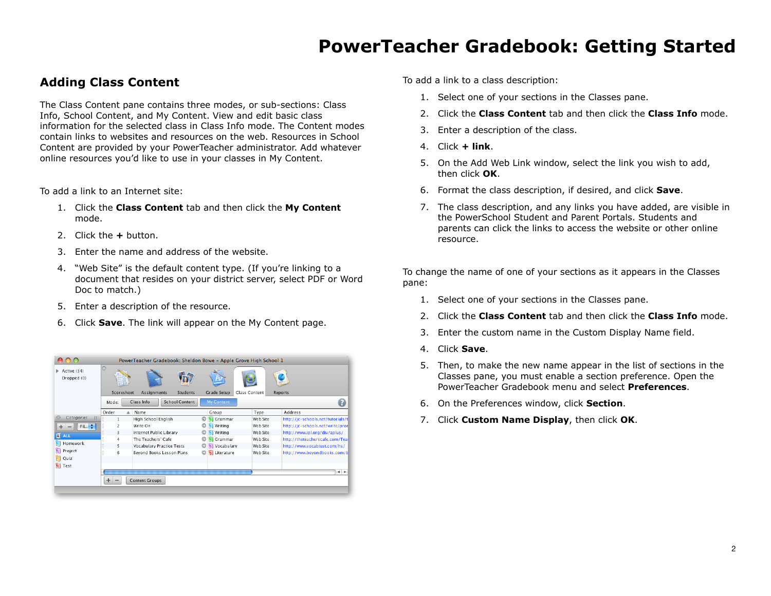# PowerTeacher Gradebook: Getting Started

## Adding Class Content

The Class Content pane contains three modes, or sub-sections: Class Info, School Content, and My Content. View and edit basic class information for the selected class in Class Info mode. The Content modes contain links to websites and resources on the web. Resources in School Content are provided by your PowerTeacher administrator. Add whatever online resources you'd like to use in your classes in My Content.

To add a link to an Internet site:

1. Click the **Class Content** tab and then click the **My Content** mode.
2. Click the **+** button.
3. Enter the name and address of the website.
4. "Web Site" is the default content type. (If you're linking to a document that resides on your district server, select PDF or Word Doc to match.)
5. Enter a description of the resource.
6. Click **Save**. The link will appear on the My Content page.

To add a link to a class description:

1. Select one of your sections in the Classes pane.
2. Click the **Class Content** tab and then click the **Class Info** mode.
3. Enter a description of the class.
4. Click **+ link**.
5. On the Add Web Link window, select the link you wish to add, then click **OK**.
6. Format the class description, if desired, and click **Save**.
7. The class description, and any links you have added, are visible in the PowerSchool Student and Parent Portals. Students and parents can click the links to access the website or other online resource.

To change the name of one of your sections as it appears in the Classes pane:

1. Select one of your sections in the Classes pane.
2. Click the **Class Content** tab and then click the **Class Info** mode.
3. Enter the custom name in the Custom Display Name field.
4. Click **Save**.
5. Then, to make the new name appear in the list of sections in the Classes pane, you must enable a section preference. Open the PowerTeacher Gradebook menu and select **Preferences**.
6. On the Preferences window, click **Section**.
7. Click **Custom Name Display**, then click **OK**.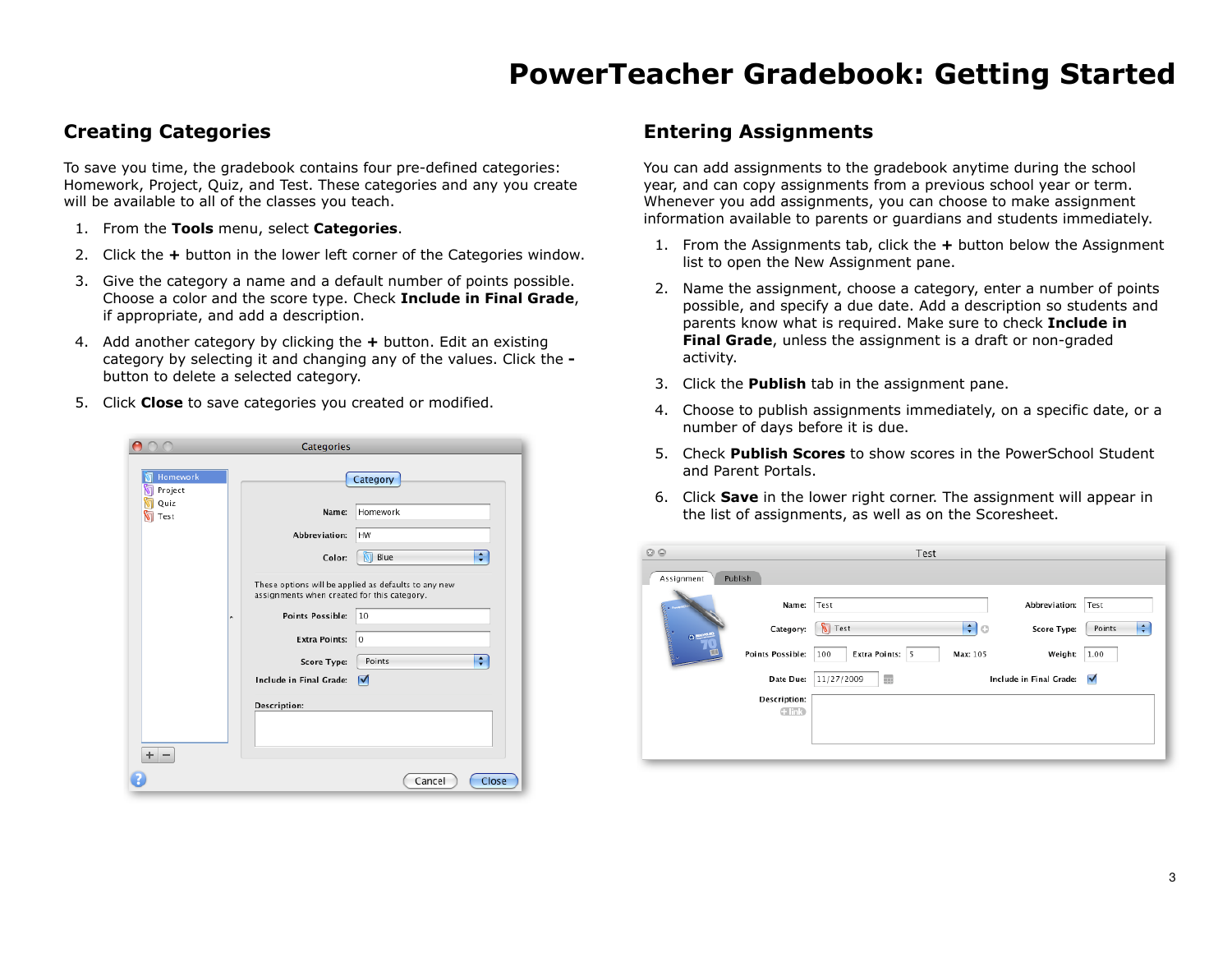# PowerTeacher Gradebook: Getting Started

## Creating Categories

To save you time, the gradebook contains four pre-defined categories: Homework, Project, Quiz, and Test. These categories and any you create will be available to all of the classes you teach.

1. From the **Tools** menu, select **Categories**.
2. Click the **+** button in the lower left corner of the Categories window.
3. Give the category a name and a default number of points possible. Choose a color and the score type. Check **Include in Final Grade**, if appropriate, and add a description.
4. Add another category by clicking the **+** button. Edit an existing category by selecting it and changing any of the values. Click the **-** button to delete a selected category.
5. Click **Close** to save categories you created or modified.

## Entering Assignments

You can add assignments to the gradebook anytime during the school year, and can copy assignments from a previous school year or term. Whenever you add assignments, you can choose to make assignment information available to parents or guardians and students immediately.

1. From the Assignments tab, click the **+** button below the Assignment list to open the New Assignment pane.
2. Name the assignment, choose a category, enter a number of points possible, and specify a due date. Add a description so students and parents know what is required. Make sure to check **Include in Final Grade**, unless the assignment is a draft or non-graded activity.
3. Click the **Publish** tab in the assignment pane.
4. Choose to publish assignments immediately, on a specific date, or a number of days before it is due.
5. Check **Publish Scores** to show scores in the PowerSchool Student and Parent Portals.
6. Click **Save** in the lower right corner. The assignment will appear in the list of assignments, as well as on the Scoresheet.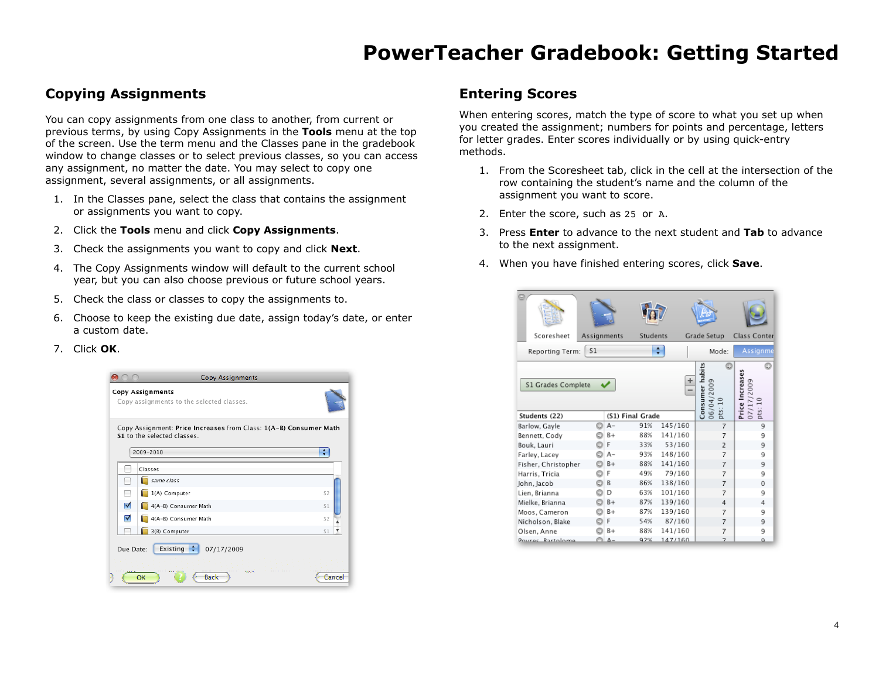# PowerTeacher Gradebook: Getting Started

## Copying Assignments

You can copy assignments from one class to another, from current or previous terms, by using Copy Assignments in the **Tools** menu at the top of the screen. Use the term menu and the Classes pane in the gradebook window to change classes or to select previous classes, so you can access any assignment, no matter the date. You may select to copy one assignment, several assignments, or all assignments.

1. In the Classes pane, select the class that contains the assignment or assignments you want to copy.
2. Click the **Tools** menu and click **Copy Assignments**.
3. Check the assignments you want to copy and click **Next**.
4. The Copy Assignments window will default to the current school year, but you can also choose previous or future school years.
5. Check the class or classes to copy the assignments to.
6. Choose to keep the existing due date, assign today's date, or enter a custom date.
7. Click **OK**.

## Entering Scores

When entering scores, match the type of score to what you set up when you created the assignment; numbers for points and percentage, letters for letter grades. Enter scores individually or by using quick-entry methods.

1. From the Scoresheet tab, click in the cell at the intersection of the row containing the student's name and the column of the assignment you want to score.
2. Enter the score, such as `25` or `A`.
3. Press **Enter** to advance to the next student and **Tab** to advance to the next assignment.
4. When you have finished entering scores, click **Save**.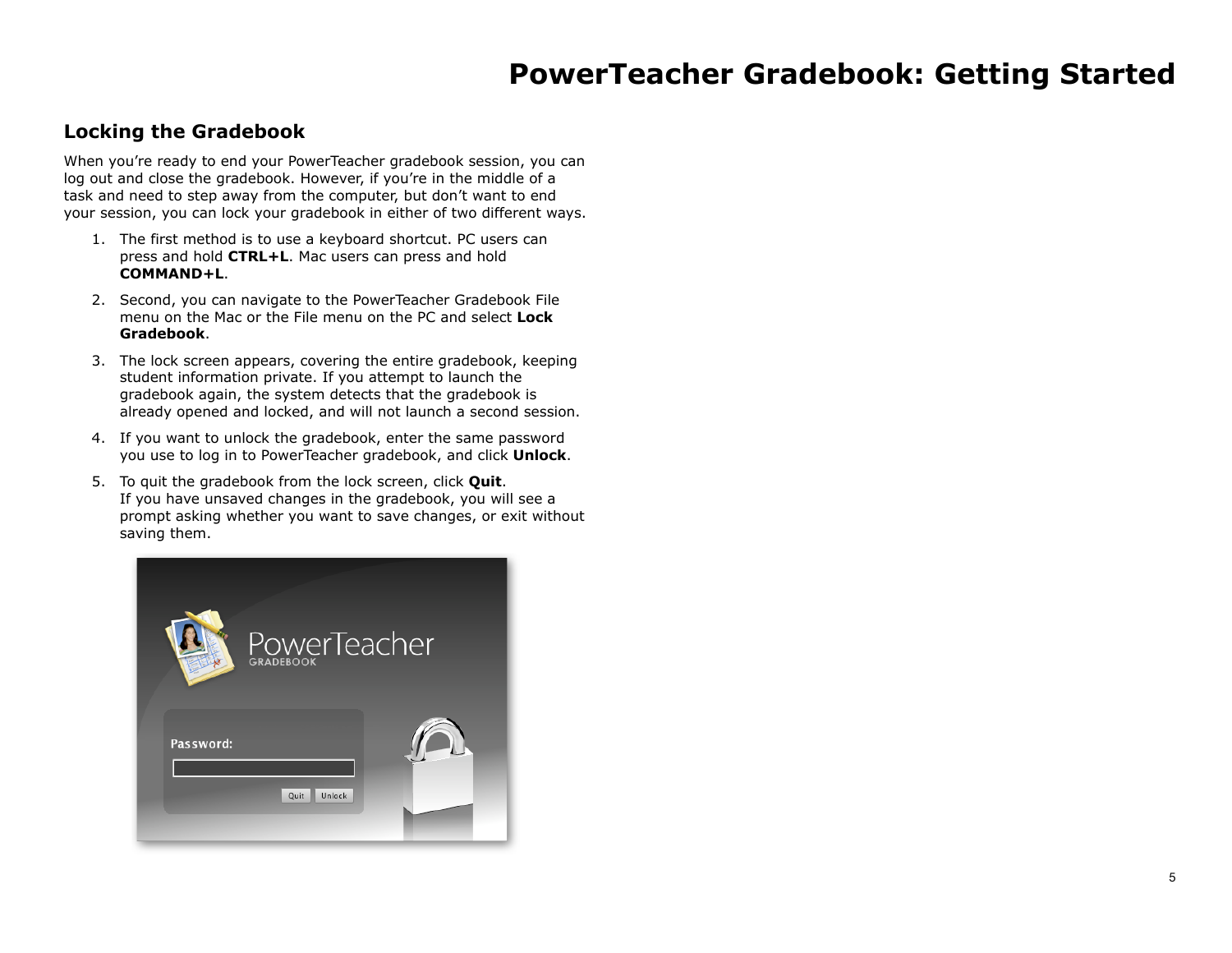# PowerTeacher Gradebook: Getting Started

## Locking the Gradebook

When you're ready to end your PowerTeacher gradebook session, you can log out and close the gradebook. However, if you're in the middle of a task and need to step away from the computer, but don't want to end your session, you can lock your gradebook in either of two different ways.

1. The first method is to use a keyboard shortcut. PC users can press and hold **CTRL+L**. Mac users can press and hold **COMMAND+L**.
2. Second, you can navigate to the PowerTeacher Gradebook File menu on the Mac or the File menu on the PC and select **Lock Gradebook**.
3. The lock screen appears, covering the entire gradebook, keeping student information private. If you attempt to launch the gradebook again, the system detects that the gradebook is already opened and locked, and will not launch a second session.
4. If you want to unlock the gradebook, enter the same password you use to log in to PowerTeacher gradebook, and click **Unlock**.
5. To quit the gradebook from the lock screen, click **Quit**.
   If you have unsaved changes in the gradebook, you will see a prompt asking whether you want to save changes, or exit without saving them.